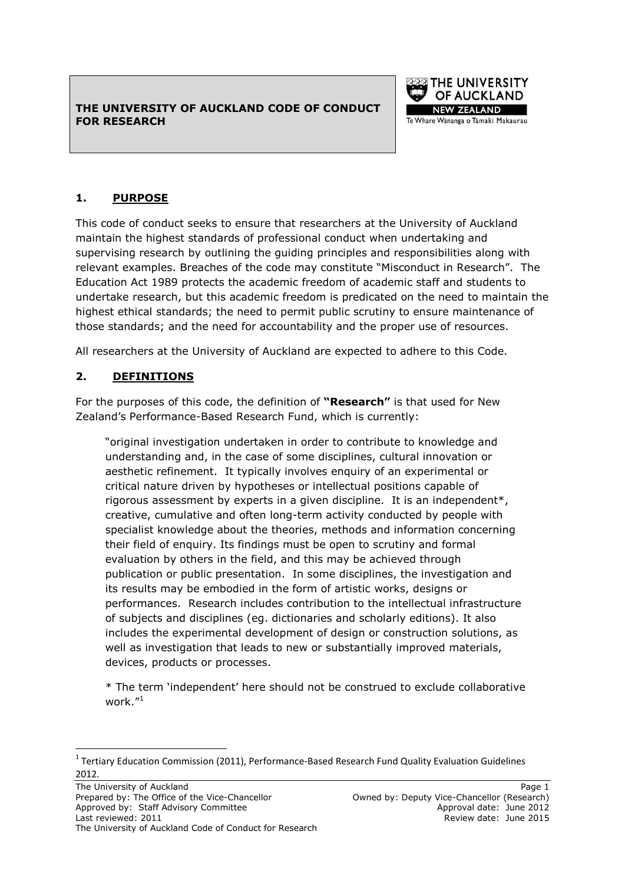# THE UNIVERSITY OF AUCKLAND CODE OF CONDUCT FOR RESEARCH

## 1. PURPOSE

This code of conduct seeks to ensure that researchers at the University of Auckland maintain the highest standards of professional conduct when undertaking and supervising research by outlining the guiding principles and responsibilities along with relevant examples. Breaches of the code may constitute "Misconduct in Research". The Education Act 1989 protects the academic freedom of academic staff and students to undertake research, but this academic freedom is predicated on the need to maintain the highest ethical standards; the need to permit public scrutiny to ensure maintenance of those standards; and the need for accountability and the proper use of resources.

All researchers at the University of Auckland are expected to adhere to this Code.

## 2. DEFINITIONS

For the purposes of this code, the definition of **"Research"** is that used for New Zealand's Performance-Based Research Fund, which is currently:

> "original investigation undertaken in order to contribute to knowledge and understanding and, in the case of some disciplines, cultural innovation or aesthetic refinement. It typically involves enquiry of an experimental or critical nature driven by hypotheses or intellectual positions capable of rigorous assessment by experts in a given discipline. It is an independent*, creative, cumulative and often long-term activity conducted by people with specialist knowledge about the theories, methods and information concerning their field of enquiry. Its findings must be open to scrutiny and formal evaluation by others in the field, and this may be achieved through publication or public presentation. In some disciplines, the investigation and its results may be embodied in the form of artistic works, designs or performances. Research includes contribution to the intellectual infrastructure of subjects and disciplines (eg. dictionaries and scholarly editions). It also includes the experimental development of design or construction solutions, as well as investigation that leads to new or substantially improved materials, devices, products or processes.
>
> * The term 'independent' here should not be construed to exclude collaborative work."[1]

[1] Tertiary Education Commission (2011), Performance-Based Research Fund Quality Evaluation Guidelines 2012.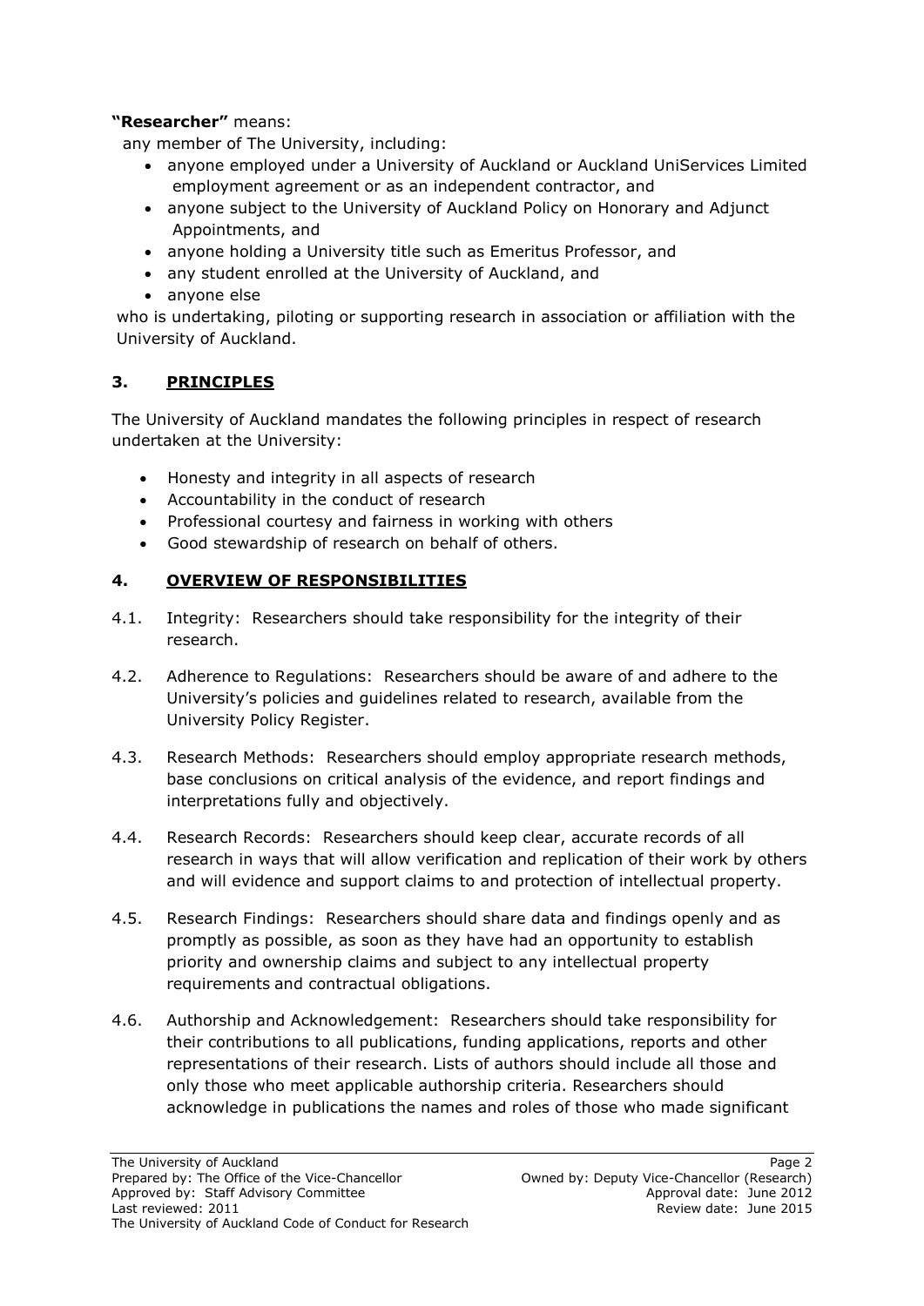**"Researcher"** means:

any member of The University, including:

- anyone employed under a University of Auckland or Auckland UniServices Limited employment agreement or as an independent contractor, and
- anyone subject to the University of Auckland Policy on Honorary and Adjunct Appointments, and
- anyone holding a University title such as Emeritus Professor, and
- any student enrolled at the University of Auckland, and
- anyone else

who is undertaking, piloting or supporting research in association or affiliation with the University of Auckland.

## 3. PRINCIPLES

The University of Auckland mandates the following principles in respect of research undertaken at the University:

- Honesty and integrity in all aspects of research
- Accountability in the conduct of research
- Professional courtesy and fairness in working with others
- Good stewardship of research on behalf of others.

## 4. OVERVIEW OF RESPONSIBILITIES

4.1. Integrity: Researchers should take responsibility for the integrity of their research.

4.2. Adherence to Regulations: Researchers should be aware of and adhere to the University's policies and guidelines related to research, available from the University Policy Register.

4.3. Research Methods: Researchers should employ appropriate research methods, base conclusions on critical analysis of the evidence, and report findings and interpretations fully and objectively.

4.4. Research Records: Researchers should keep clear, accurate records of all research in ways that will allow verification and replication of their work by others and will evidence and support claims to and protection of intellectual property.

4.5. Research Findings: Researchers should share data and findings openly and as promptly as possible, as soon as they have had an opportunity to establish priority and ownership claims and subject to any intellectual property requirements and contractual obligations.

4.6. Authorship and Acknowledgement: Researchers should take responsibility for their contributions to all publications, funding applications, reports and other representations of their research. Lists of authors should include all those and only those who meet applicable authorship criteria. Researchers should acknowledge in publications the names and roles of those who made significant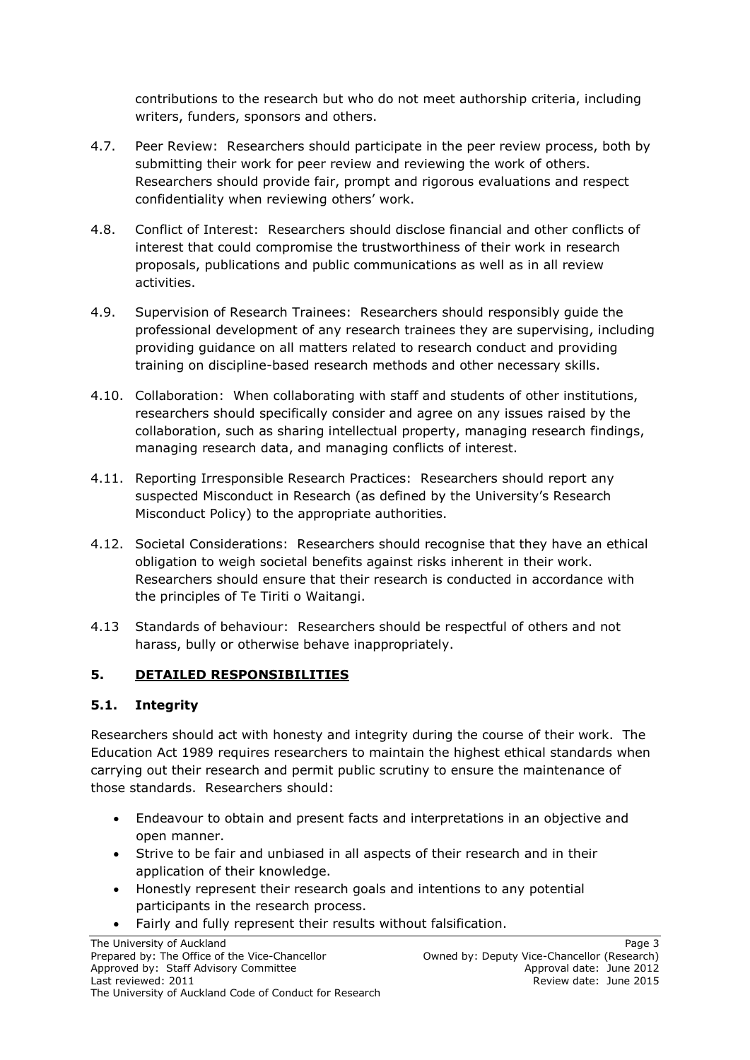contributions to the research but who do not meet authorship criteria, including writers, funders, sponsors and others.

4.7. Peer Review: Researchers should participate in the peer review process, both by submitting their work for peer review and reviewing the work of others. Researchers should provide fair, prompt and rigorous evaluations and respect confidentiality when reviewing others' work.

4.8. Conflict of Interest: Researchers should disclose financial and other conflicts of interest that could compromise the trustworthiness of their work in research proposals, publications and public communications as well as in all review activities.

4.9. Supervision of Research Trainees: Researchers should responsibly guide the professional development of any research trainees they are supervising, including providing guidance on all matters related to research conduct and providing training on discipline-based research methods and other necessary skills.

4.10. Collaboration: When collaborating with staff and students of other institutions, researchers should specifically consider and agree on any issues raised by the collaboration, such as sharing intellectual property, managing research findings, managing research data, and managing conflicts of interest.

4.11. Reporting Irresponsible Research Practices: Researchers should report any suspected Misconduct in Research (as defined by the University's Research Misconduct Policy) to the appropriate authorities.

4.12. Societal Considerations: Researchers should recognise that they have an ethical obligation to weigh societal benefits against risks inherent in their work. Researchers should ensure that their research is conducted in accordance with the principles of Te Tiriti o Waitangi.

4.13 Standards of behaviour: Researchers should be respectful of others and not harass, bully or otherwise behave inappropriately.

## 5. DETAILED RESPONSIBILITIES

### 5.1. Integrity

Researchers should act with honesty and integrity during the course of their work. The Education Act 1989 requires researchers to maintain the highest ethical standards when carrying out their research and permit public scrutiny to ensure the maintenance of those standards. Researchers should:

- Endeavour to obtain and present facts and interpretations in an objective and open manner.
- Strive to be fair and unbiased in all aspects of their research and in their application of their knowledge.
- Honestly represent their research goals and intentions to any potential participants in the research process.
- Fairly and fully represent their results without falsification.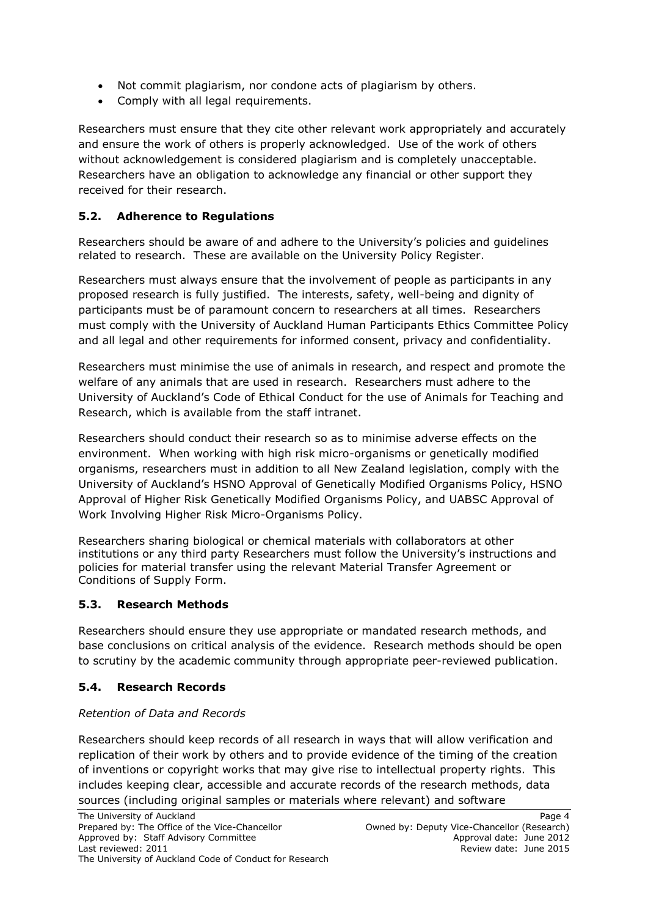- Not commit plagiarism, nor condone acts of plagiarism by others.
- Comply with all legal requirements.

Researchers must ensure that they cite other relevant work appropriately and accurately and ensure the work of others is properly acknowledged. Use of the work of others without acknowledgement is considered plagiarism and is completely unacceptable. Researchers have an obligation to acknowledge any financial or other support they received for their research.

### 5.2. Adherence to Regulations

Researchers should be aware of and adhere to the University's policies and guidelines related to research. These are available on the University Policy Register.

Researchers must always ensure that the involvement of people as participants in any proposed research is fully justified. The interests, safety, well-being and dignity of participants must be of paramount concern to researchers at all times. Researchers must comply with the University of Auckland Human Participants Ethics Committee Policy and all legal and other requirements for informed consent, privacy and confidentiality.

Researchers must minimise the use of animals in research, and respect and promote the welfare of any animals that are used in research. Researchers must adhere to the University of Auckland's Code of Ethical Conduct for the use of Animals for Teaching and Research, which is available from the staff intranet.

Researchers should conduct their research so as to minimise adverse effects on the environment. When working with high risk micro-organisms or genetically modified organisms, researchers must in addition to all New Zealand legislation, comply with the University of Auckland's HSNO Approval of Genetically Modified Organisms Policy, HSNO Approval of Higher Risk Genetically Modified Organisms Policy, and UABSC Approval of Work Involving Higher Risk Micro-Organisms Policy.

Researchers sharing biological or chemical materials with collaborators at other institutions or any third party Researchers must follow the University's instructions and policies for material transfer using the relevant Material Transfer Agreement or Conditions of Supply Form.

### 5.3. Research Methods

Researchers should ensure they use appropriate or mandated research methods, and base conclusions on critical analysis of the evidence. Research methods should be open to scrutiny by the academic community through appropriate peer-reviewed publication.

### 5.4. Research Records

*Retention of Data and Records*

Researchers should keep records of all research in ways that will allow verification and replication of their work by others and to provide evidence of the timing of the creation of inventions or copyright works that may give rise to intellectual property rights. This includes keeping clear, accessible and accurate records of the research methods, data sources (including original samples or materials where relevant) and software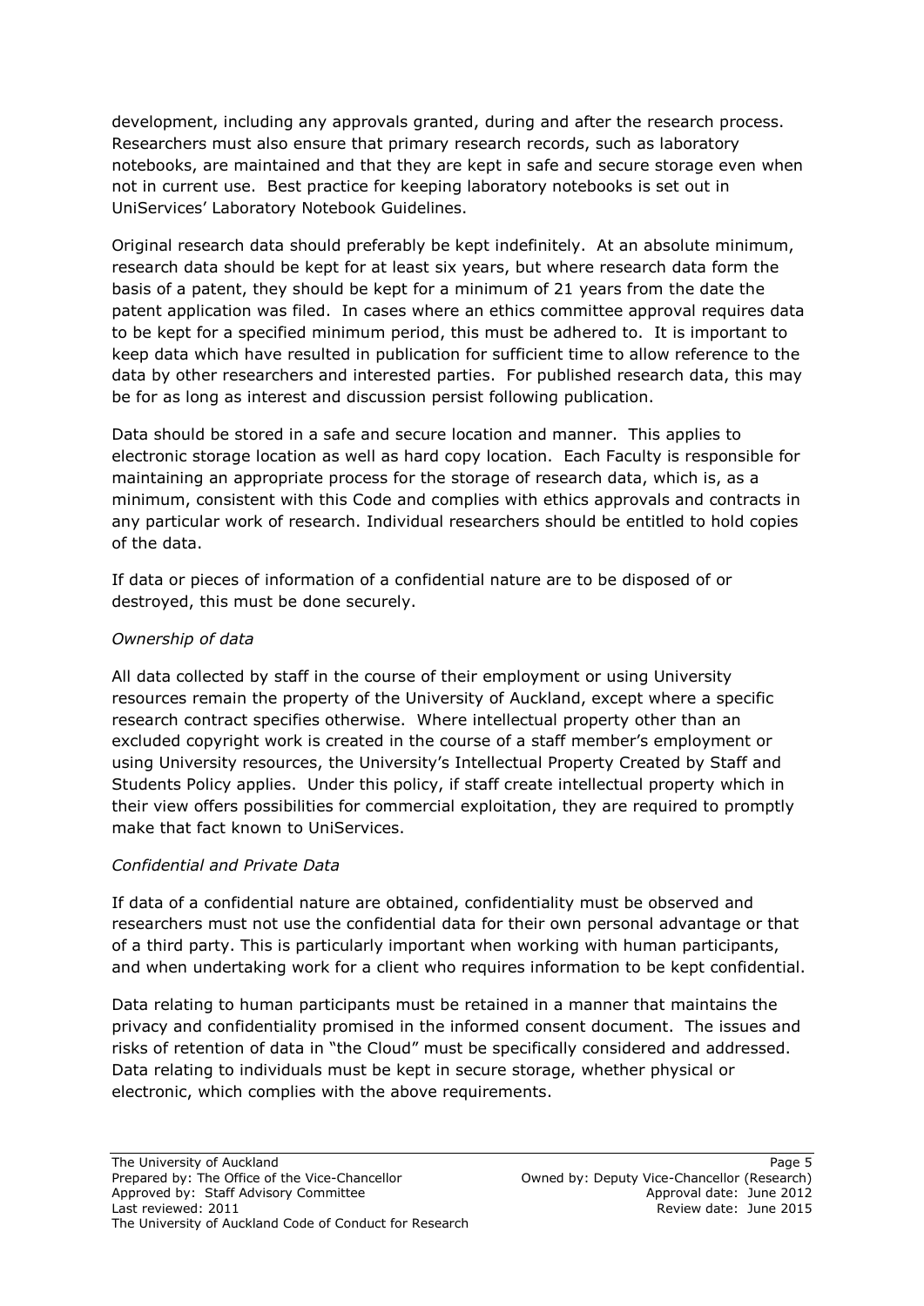development, including any approvals granted, during and after the research process. Researchers must also ensure that primary research records, such as laboratory notebooks, are maintained and that they are kept in safe and secure storage even when not in current use. Best practice for keeping laboratory notebooks is set out in UniServices' Laboratory Notebook Guidelines.

Original research data should preferably be kept indefinitely. At an absolute minimum, research data should be kept for at least six years, but where research data form the basis of a patent, they should be kept for a minimum of 21 years from the date the patent application was filed. In cases where an ethics committee approval requires data to be kept for a specified minimum period, this must be adhered to. It is important to keep data which have resulted in publication for sufficient time to allow reference to the data by other researchers and interested parties. For published research data, this may be for as long as interest and discussion persist following publication.

Data should be stored in a safe and secure location and manner. This applies to electronic storage location as well as hard copy location. Each Faculty is responsible for maintaining an appropriate process for the storage of research data, which is, as a minimum, consistent with this Code and complies with ethics approvals and contracts in any particular work of research. Individual researchers should be entitled to hold copies of the data.

If data or pieces of information of a confidential nature are to be disposed of or destroyed, this must be done securely.

*Ownership of data*

All data collected by staff in the course of their employment or using University resources remain the property of the University of Auckland, except where a specific research contract specifies otherwise. Where intellectual property other than an excluded copyright work is created in the course of a staff member's employment or using University resources, the University's Intellectual Property Created by Staff and Students Policy applies. Under this policy, if staff create intellectual property which in their view offers possibilities for commercial exploitation, they are required to promptly make that fact known to UniServices.

*Confidential and Private Data*

If data of a confidential nature are obtained, confidentiality must be observed and researchers must not use the confidential data for their own personal advantage or that of a third party. This is particularly important when working with human participants, and when undertaking work for a client who requires information to be kept confidential.

Data relating to human participants must be retained in a manner that maintains the privacy and confidentiality promised in the informed consent document. The issues and risks of retention of data in "the Cloud" must be specifically considered and addressed. Data relating to individuals must be kept in secure storage, whether physical or electronic, which complies with the above requirements.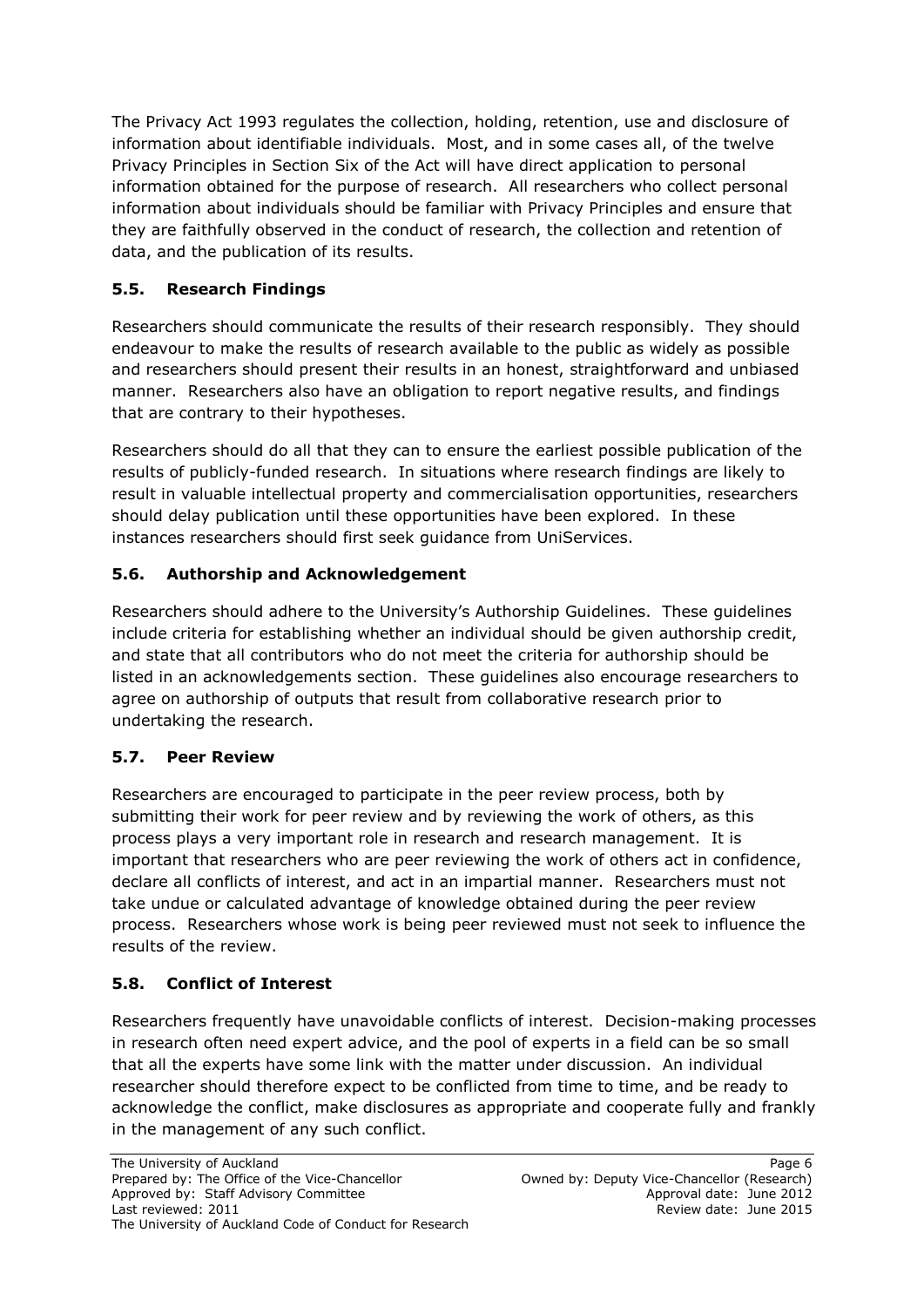The Privacy Act 1993 regulates the collection, holding, retention, use and disclosure of information about identifiable individuals. Most, and in some cases all, of the twelve Privacy Principles in Section Six of the Act will have direct application to personal information obtained for the purpose of research. All researchers who collect personal information about individuals should be familiar with Privacy Principles and ensure that they are faithfully observed in the conduct of research, the collection and retention of data, and the publication of its results.

### 5.5. Research Findings

Researchers should communicate the results of their research responsibly. They should endeavour to make the results of research available to the public as widely as possible and researchers should present their results in an honest, straightforward and unbiased manner. Researchers also have an obligation to report negative results, and findings that are contrary to their hypotheses.

Researchers should do all that they can to ensure the earliest possible publication of the results of publicly-funded research. In situations where research findings are likely to result in valuable intellectual property and commercialisation opportunities, researchers should delay publication until these opportunities have been explored. In these instances researchers should first seek guidance from UniServices.

### 5.6. Authorship and Acknowledgement

Researchers should adhere to the University's Authorship Guidelines. These guidelines include criteria for establishing whether an individual should be given authorship credit, and state that all contributors who do not meet the criteria for authorship should be listed in an acknowledgements section. These guidelines also encourage researchers to agree on authorship of outputs that result from collaborative research prior to undertaking the research.

### 5.7. Peer Review

Researchers are encouraged to participate in the peer review process, both by submitting their work for peer review and by reviewing the work of others, as this process plays a very important role in research and research management. It is important that researchers who are peer reviewing the work of others act in confidence, declare all conflicts of interest, and act in an impartial manner. Researchers must not take undue or calculated advantage of knowledge obtained during the peer review process. Researchers whose work is being peer reviewed must not seek to influence the results of the review.

### 5.8. Conflict of Interest

Researchers frequently have unavoidable conflicts of interest. Decision-making processes in research often need expert advice, and the pool of experts in a field can be so small that all the experts have some link with the matter under discussion. An individual researcher should therefore expect to be conflicted from time to time, and be ready to acknowledge the conflict, make disclosures as appropriate and cooperate fully and frankly in the management of any such conflict.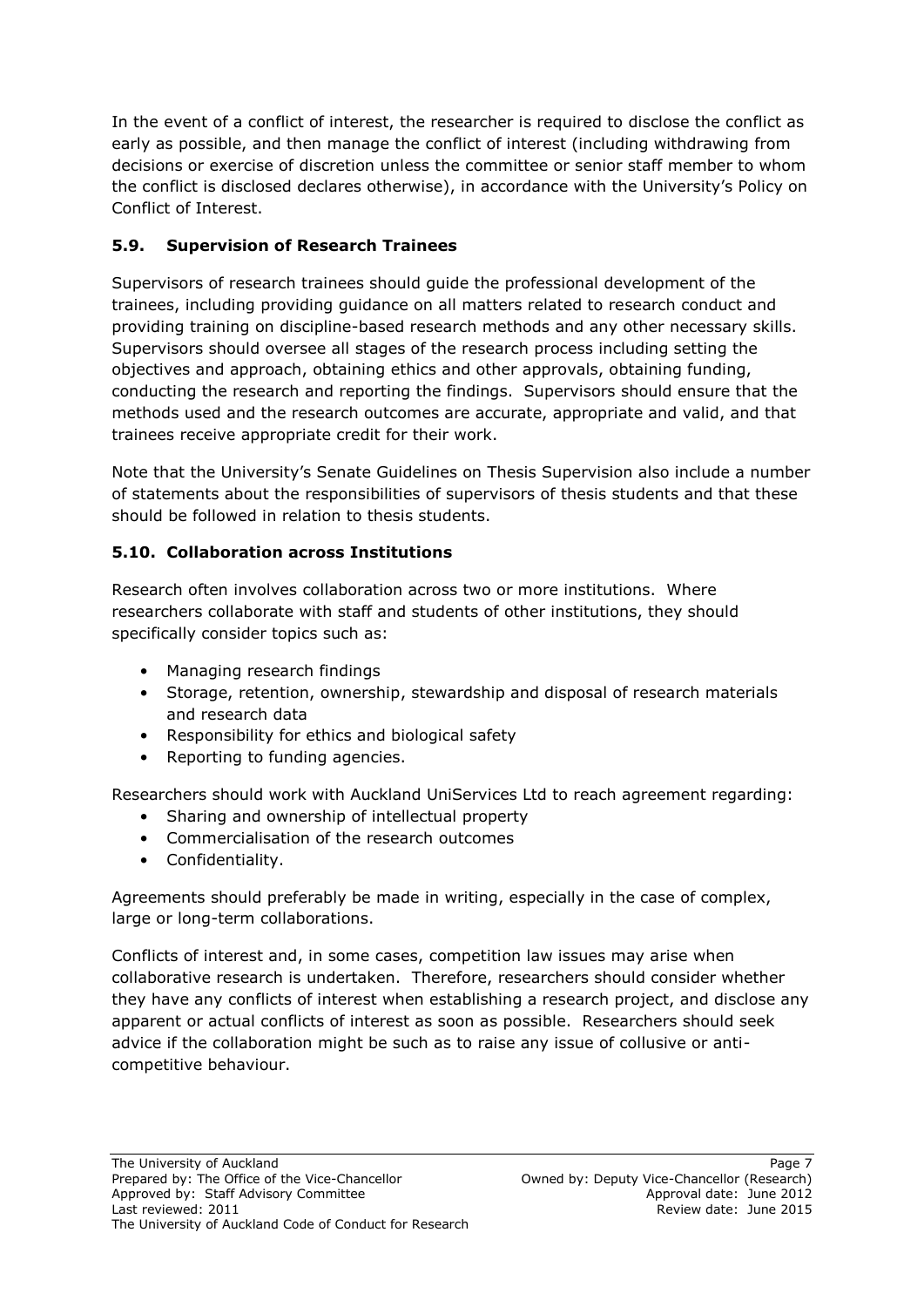In the event of a conflict of interest, the researcher is required to disclose the conflict as early as possible, and then manage the conflict of interest (including withdrawing from decisions or exercise of discretion unless the committee or senior staff member to whom the conflict is disclosed declares otherwise), in accordance with the University's Policy on Conflict of Interest.

### 5.9. Supervision of Research Trainees

Supervisors of research trainees should guide the professional development of the trainees, including providing guidance on all matters related to research conduct and providing training on discipline-based research methods and any other necessary skills. Supervisors should oversee all stages of the research process including setting the objectives and approach, obtaining ethics and other approvals, obtaining funding, conducting the research and reporting the findings. Supervisors should ensure that the methods used and the research outcomes are accurate, appropriate and valid, and that trainees receive appropriate credit for their work.

Note that the University's Senate Guidelines on Thesis Supervision also include a number of statements about the responsibilities of supervisors of thesis students and that these should be followed in relation to thesis students.

### 5.10. Collaboration across Institutions

Research often involves collaboration across two or more institutions. Where researchers collaborate with staff and students of other institutions, they should specifically consider topics such as:

- Managing research findings
- Storage, retention, ownership, stewardship and disposal of research materials and research data
- Responsibility for ethics and biological safety
- Reporting to funding agencies.

Researchers should work with Auckland UniServices Ltd to reach agreement regarding:

- Sharing and ownership of intellectual property
- Commercialisation of the research outcomes
- Confidentiality.

Agreements should preferably be made in writing, especially in the case of complex, large or long-term collaborations.

Conflicts of interest and, in some cases, competition law issues may arise when collaborative research is undertaken. Therefore, researchers should consider whether they have any conflicts of interest when establishing a research project, and disclose any apparent or actual conflicts of interest as soon as possible. Researchers should seek advice if the collaboration might be such as to raise any issue of collusive or anti-competitive behaviour.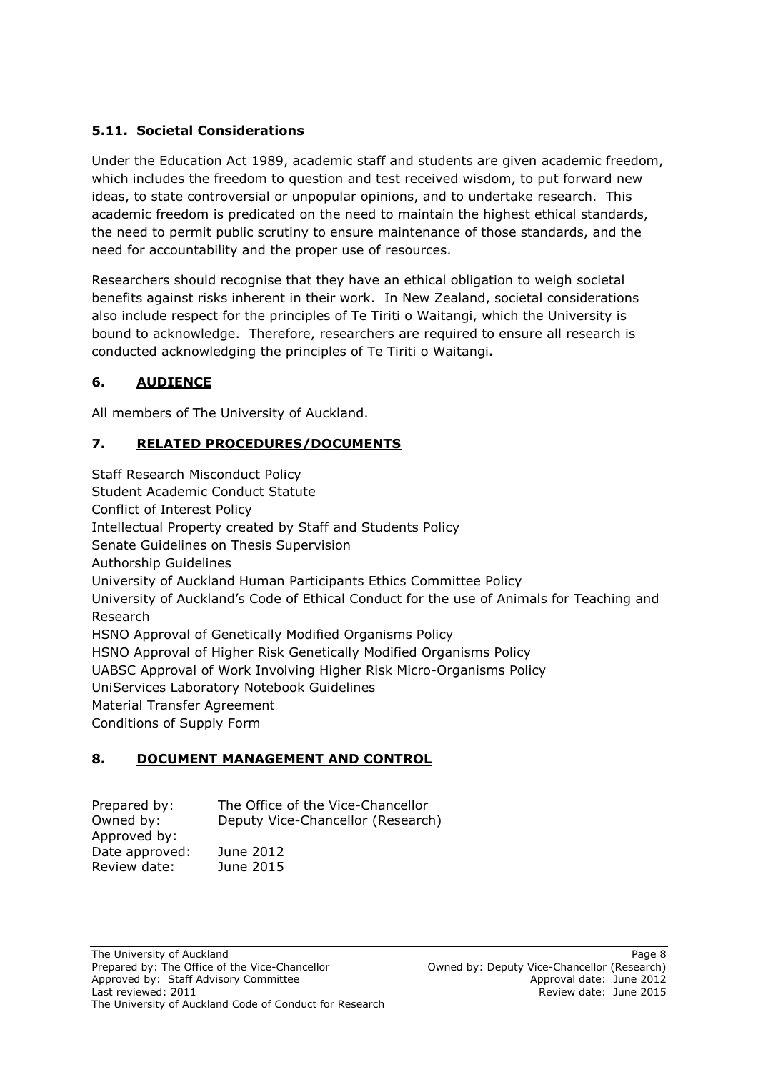### 5.11. Societal Considerations

Under the Education Act 1989, academic staff and students are given academic freedom, which includes the freedom to question and test received wisdom, to put forward new ideas, to state controversial or unpopular opinions, and to undertake research. This academic freedom is predicated on the need to maintain the highest ethical standards, the need to permit public scrutiny to ensure maintenance of those standards, and the need for accountability and the proper use of resources.

Researchers should recognise that they have an ethical obligation to weigh societal benefits against risks inherent in their work. In New Zealand, societal considerations also include respect for the principles of Te Tiriti o Waitangi, which the University is bound to acknowledge. Therefore, researchers are required to ensure all research is conducted acknowledging the principles of Te Tiriti o Waitangi**.**

## 6. AUDIENCE

All members of The University of Auckland.

## 7. RELATED PROCEDURES/DOCUMENTS

Staff Research Misconduct Policy
Student Academic Conduct Statute
Conflict of Interest Policy
Intellectual Property created by Staff and Students Policy
Senate Guidelines on Thesis Supervision
Authorship Guidelines
University of Auckland Human Participants Ethics Committee Policy
University of Auckland's Code of Ethical Conduct for the use of Animals for Teaching and Research
HSNO Approval of Genetically Modified Organisms Policy
HSNO Approval of Higher Risk Genetically Modified Organisms Policy
UABSC Approval of Work Involving Higher Risk Micro-Organisms Policy
UniServices Laboratory Notebook Guidelines
Material Transfer Agreement
Conditions of Supply Form

## 8. DOCUMENT MANAGEMENT AND CONTROL

| | |
|---|---|
| Prepared by: | The Office of the Vice-Chancellor |
| Owned by: | Deputy Vice-Chancellor (Research) |
| Approved by: | |
| Date approved: | June 2012 |
| Review date: | June 2015 |